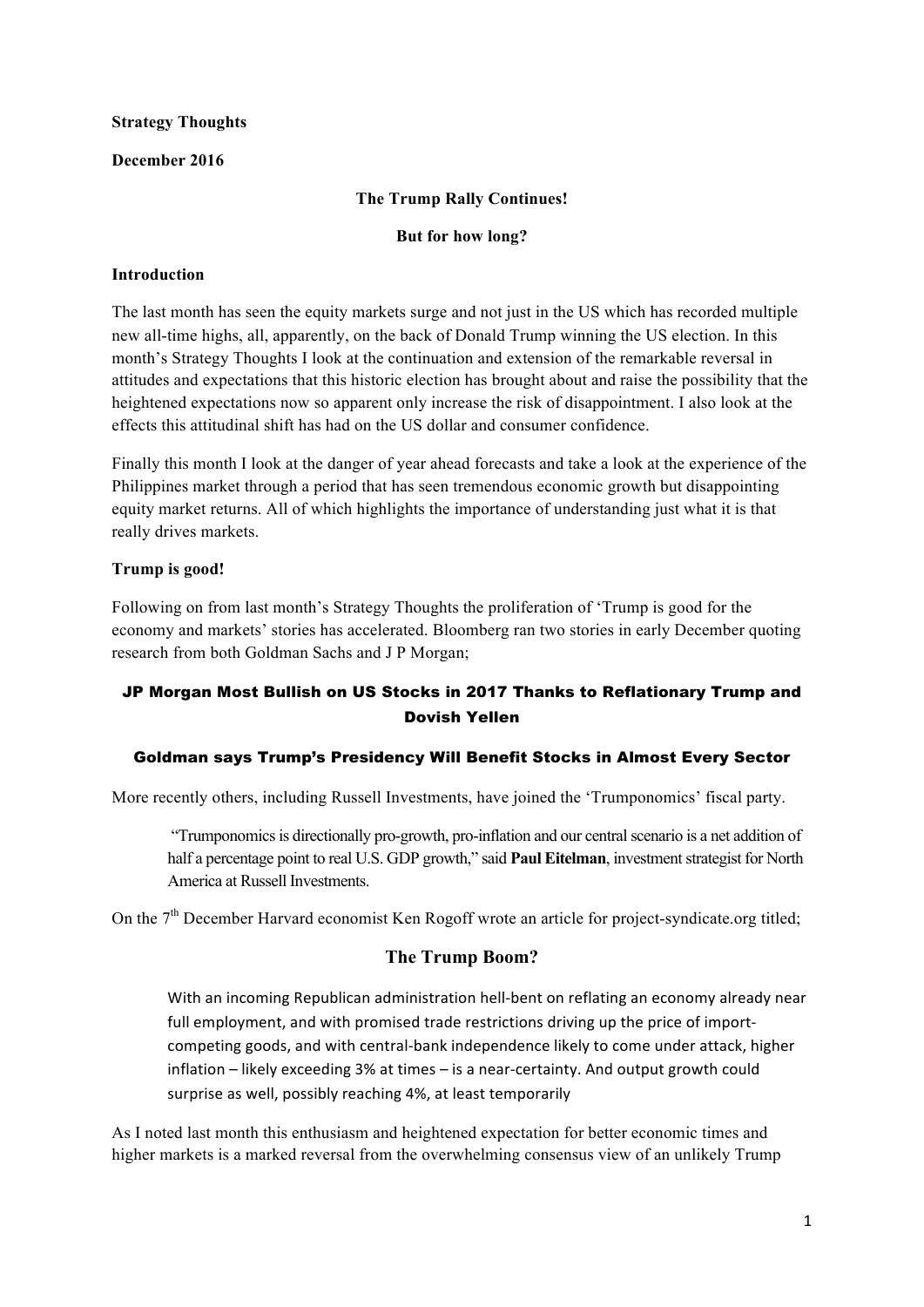**Strategy Thoughts**

**December 2016**

**The Trump Rally Continues!**

**But for how long?**

**Introduction**

The last month has seen the equity markets surge and not just in the US which has recorded multiple new all-time highs, all, apparently, on the back of Donald Trump winning the US election. In this month's Strategy Thoughts I look at the continuation and extension of the remarkable reversal in attitudes and expectations that this historic election has brought about and raise the possibility that the heightened expectations now so apparent only increase the risk of disappointment. I also look at the effects this attitudinal shift has had on the US dollar and consumer confidence.

Finally this month I look at the danger of year ahead forecasts and take a look at the experience of the Philippines market through a period that has seen tremendous economic growth but disappointing equity market returns. All of which highlights the importance of understanding just what it is that really drives markets.

**Trump is good!**

Following on from last month's Strategy Thoughts the proliferation of 'Trump is good for the economy and markets' stories has accelerated. Bloomberg ran two stories in early December quoting research from both Goldman Sachs and J P Morgan;

**JP Morgan Most Bullish on US Stocks in 2017 Thanks to Reflationary Trump and Dovish Yellen**

**Goldman says Trump's Presidency Will Benefit Stocks in Almost Every Sector**

More recently others, including Russell Investments, have joined the 'Trumponomics' fiscal party.

> "Trumponomics is directionally pro-growth, pro-inflation and our central scenario is a net addition of half a percentage point to real U.S. GDP growth," said **Paul Eitelman**, investment strategist for North America at Russell Investments.

On the 7th December Harvard economist Ken Rogoff wrote an article for project-syndicate.org titled;

**The Trump Boom?**

> With an incoming Republican administration hell-bent on reflating an economy already near full employment, and with promised trade restrictions driving up the price of import-competing goods, and with central-bank independence likely to come under attack, higher inflation – likely exceeding 3% at times – is a near-certainty. And output growth could surprise as well, possibly reaching 4%, at least temporarily

As I noted last month this enthusiasm and heightened expectation for better economic times and higher markets is a marked reversal from the overwhelming consensus view of an unlikely Trump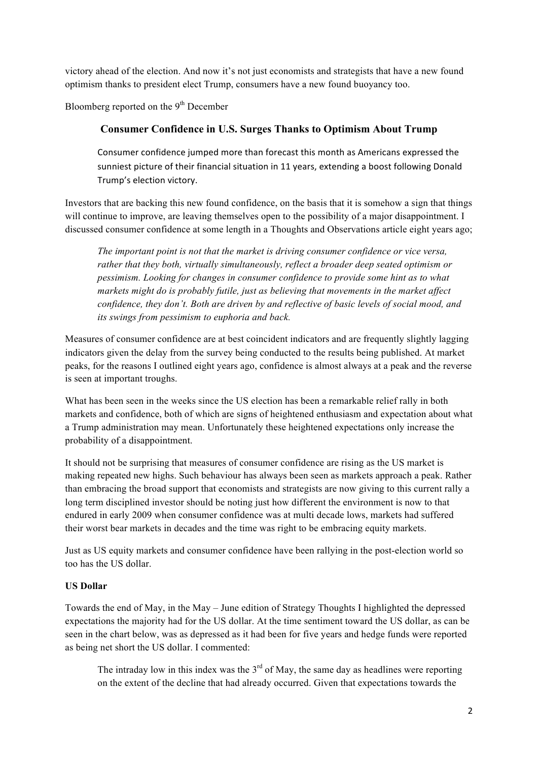victory ahead of the election. And now it's not just economists and strategists that have a new found optimism thanks to president elect Trump, consumers have a new found buoyancy too.

Bloomberg reported on the 9th December

### Consumer Confidence in U.S. Surges Thanks to Optimism About Trump

> Consumer confidence jumped more than forecast this month as Americans expressed the sunniest picture of their financial situation in 11 years, extending a boost following Donald Trump's election victory.

Investors that are backing this new found confidence, on the basis that it is somehow a sign that things will continue to improve, are leaving themselves open to the possibility of a major disappointment. I discussed consumer confidence at some length in a Thoughts and Observations article eight years ago;

> *The important point is not that the market is driving consumer confidence or vice versa, rather that they both, virtually simultaneously, reflect a broader deep seated optimism or pessimism. Looking for changes in consumer confidence to provide some hint as to what markets might do is probably futile, just as believing that movements in the market affect confidence, they don't. Both are driven by and reflective of basic levels of social mood, and its swings from pessimism to euphoria and back.*

Measures of consumer confidence are at best coincident indicators and are frequently slightly lagging indicators given the delay from the survey being conducted to the results being published. At market peaks, for the reasons I outlined eight years ago, confidence is almost always at a peak and the reverse is seen at important troughs.

What has been seen in the weeks since the US election has been a remarkable relief rally in both markets and confidence, both of which are signs of heightened enthusiasm and expectation about what a Trump administration may mean. Unfortunately these heightened expectations only increase the probability of a disappointment.

It should not be surprising that measures of consumer confidence are rising as the US market is making repeated new highs. Such behaviour has always been seen as markets approach a peak. Rather than embracing the broad support that economists and strategists are now giving to this current rally a long term disciplined investor should be noting just how different the environment is now to that endured in early 2009 when consumer confidence was at multi decade lows, markets had suffered their worst bear markets in decades and the time was right to be embracing equity markets.

Just as US equity markets and consumer confidence have been rallying in the post-election world so too has the US dollar.

**US Dollar**

Towards the end of May, in the May – June edition of Strategy Thoughts I highlighted the depressed expectations the majority had for the US dollar. At the time sentiment toward the US dollar, as can be seen in the chart below, was as depressed as it had been for five years and hedge funds were reported as being net short the US dollar. I commented:

> The intraday low in this index was the 3rd of May, the same day as headlines were reporting on the extent of the decline that had already occurred. Given that expectations towards the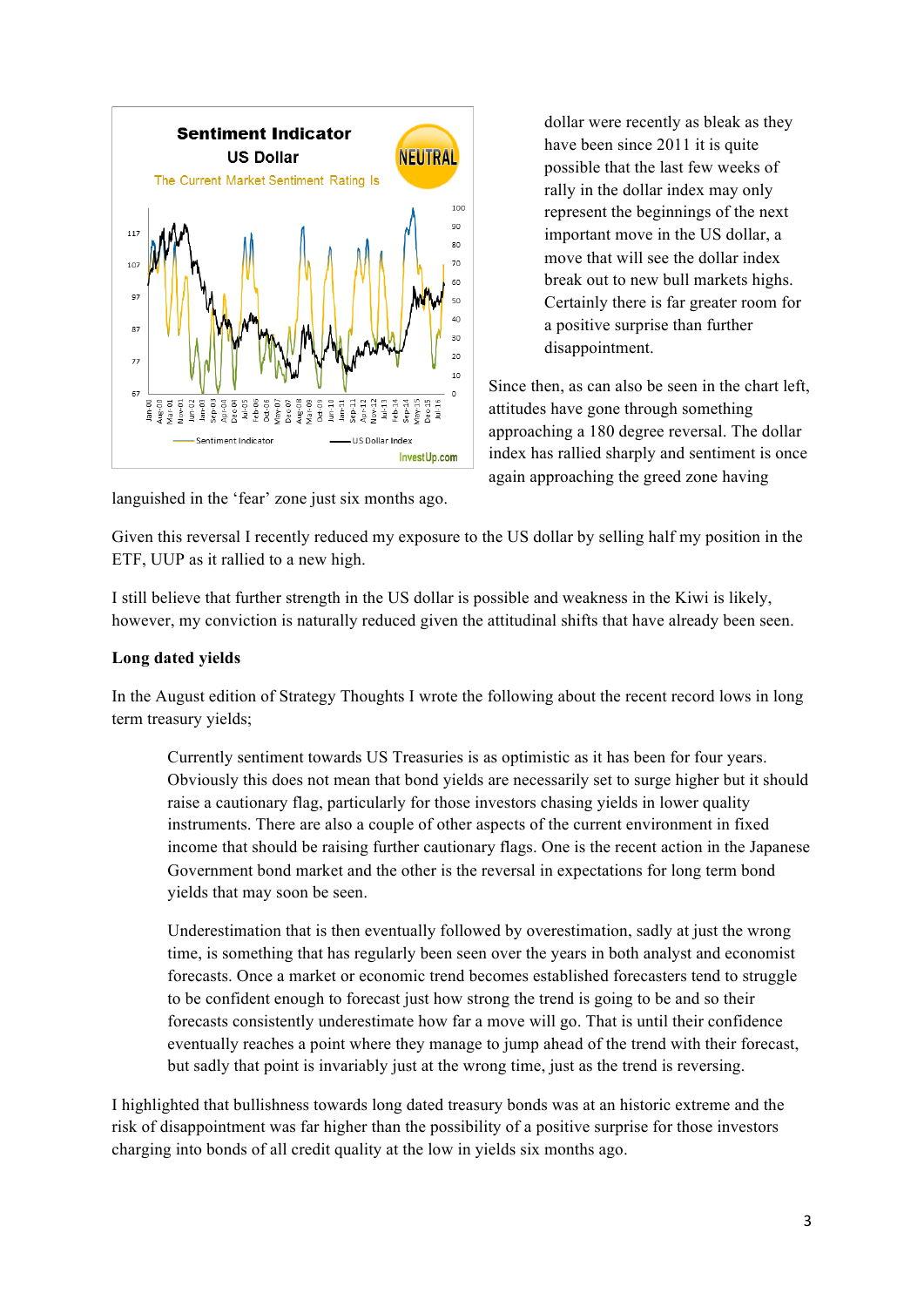dollar were recently as bleak as they have been since 2011 it is quite possible that the last few weeks of rally in the dollar index may only represent the beginnings of the next important move in the US dollar, a move that will see the dollar index break out to new bull markets highs. Certainly there is far greater room for a positive surprise than further disappointment.

Since then, as can also be seen in the chart left, attitudes have gone through something approaching a 180 degree reversal. The dollar index has rallied sharply and sentiment is once again approaching the greed zone having languished in the 'fear' zone just six months ago.

Given this reversal I recently reduced my exposure to the US dollar by selling half my position in the ETF, UUP as it rallied to a new high.

I still believe that further strength in the US dollar is possible and weakness in the Kiwi is likely, however, my conviction is naturally reduced given the attitudinal shifts that have already been seen.

**Long dated yields**

In the August edition of Strategy Thoughts I wrote the following about the recent record lows in long term treasury yields;

> Currently sentiment towards US Treasuries is as optimistic as it has been for four years. Obviously this does not mean that bond yields are necessarily set to surge higher but it should raise a cautionary flag, particularly for those investors chasing yields in lower quality instruments. There are also a couple of other aspects of the current environment in fixed income that should be raising further cautionary flags. One is the recent action in the Japanese Government bond market and the other is the reversal in expectations for long term bond yields that may soon be seen.
>
> Underestimation that is then eventually followed by overestimation, sadly at just the wrong time, is something that has regularly been seen over the years in both analyst and economist forecasts. Once a market or economic trend becomes established forecasters tend to struggle to be confident enough to forecast just how strong the trend is going to be and so their forecasts consistently underestimate how far a move will go. That is until their confidence eventually reaches a point where they manage to jump ahead of the trend with their forecast, but sadly that point is invariably just at the wrong time, just as the trend is reversing.

I highlighted that bullishness towards long dated treasury bonds was at an historic extreme and the risk of disappointment was far higher than the possibility of a positive surprise for those investors charging into bonds of all credit quality at the low in yields six months ago.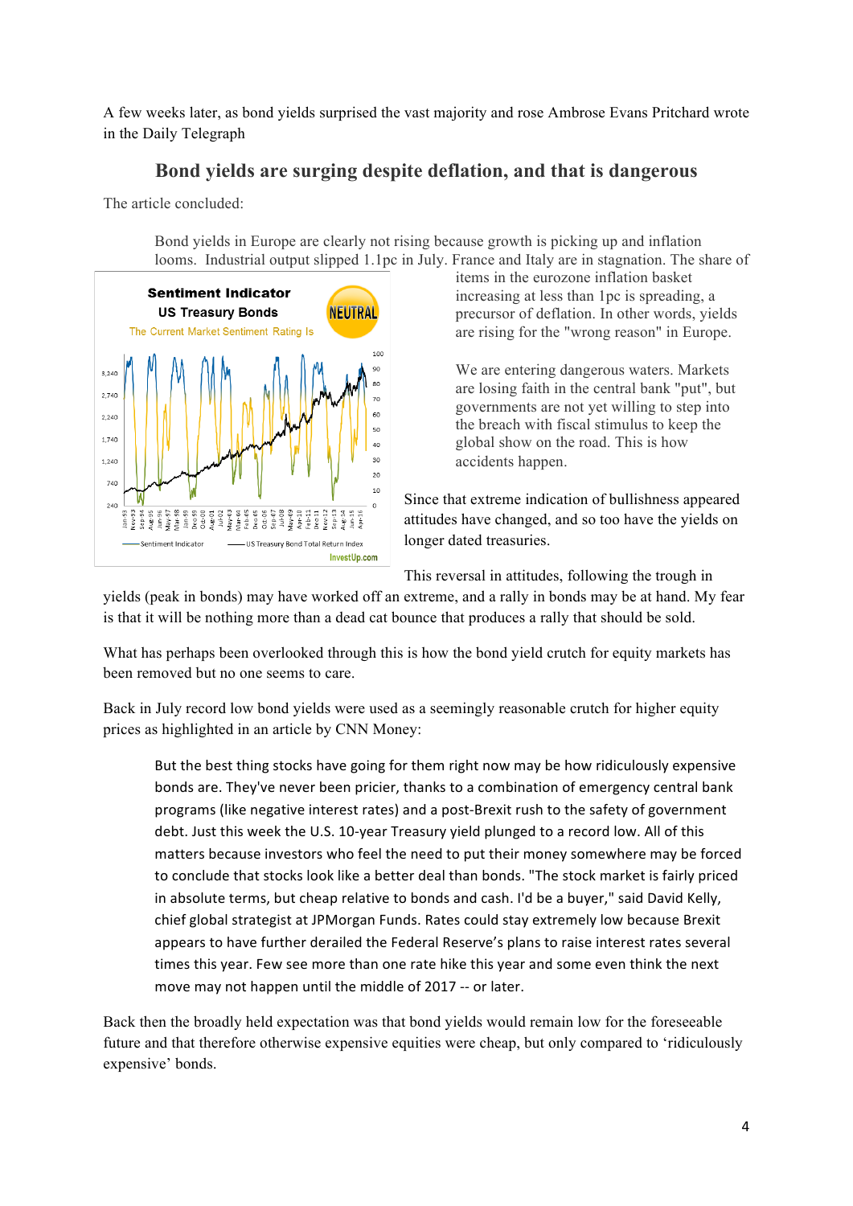A few weeks later, as bond yields surprised the vast majority and rose Ambrose Evans Pritchard wrote in the Daily Telegraph

## Bond yields are surging despite deflation, and that is dangerous

The article concluded:

> Bond yields in Europe are clearly not rising because growth is picking up and inflation looms. Industrial output slipped 1.1pc in July. France and Italy are in stagnation. The share of items in the eurozone inflation basket increasing at less than 1pc is spreading, a precursor of deflation. In other words, yields are rising for the "wrong reason" in Europe.
>
> We are entering dangerous waters. Markets are losing faith in the central bank "put", but governments are not yet willing to step into the breach with fiscal stimulus to keep the global show on the road. This is how accidents happen.

Sentiment Indicator
US Treasury Bonds
The Current Market Sentiment Rating Is
NEUTRAL
3,240
2,740
2,240
1,740
1,240
740
240
100
90
80
70
60
50
40
30
20
10
0
Sentiment Indicator
US Treasury Bond Total Return Index
InvestUp.com

Since that extreme indication of bullishness appeared attitudes have changed, and so too have the yields on longer dated treasuries.

This reversal in attitudes, following the trough in yields (peak in bonds) may have worked off an extreme, and a rally in bonds may be at hand. My fear is that it will be nothing more than a dead cat bounce that produces a rally that should be sold.

What has perhaps been overlooked through this is how the bond yield crutch for equity markets has been removed but no one seems to care.

Back in July record low bond yields were used as a seemingly reasonable crutch for higher equity prices as highlighted in an article by CNN Money:

> But the best thing stocks have going for them right now may be how ridiculously expensive bonds are. They've never been pricier, thanks to a combination of emergency central bank programs (like negative interest rates) and a post-Brexit rush to the safety of government debt. Just this week the U.S. 10-year Treasury yield plunged to a record low. All of this matters because investors who feel the need to put their money somewhere may be forced to conclude that stocks look like a better deal than bonds. "The stock market is fairly priced in absolute terms, but cheap relative to bonds and cash. I'd be a buyer," said David Kelly, chief global strategist at JPMorgan Funds. Rates could stay extremely low because Brexit appears to have further derailed the Federal Reserve's plans to raise interest rates several times this year. Few see more than one rate hike this year and some even think the next move may not happen until the middle of 2017 -- or later.

Back then the broadly held expectation was that bond yields would remain low for the foreseeable future and that therefore otherwise expensive equities were cheap, but only compared to 'ridiculously expensive' bonds.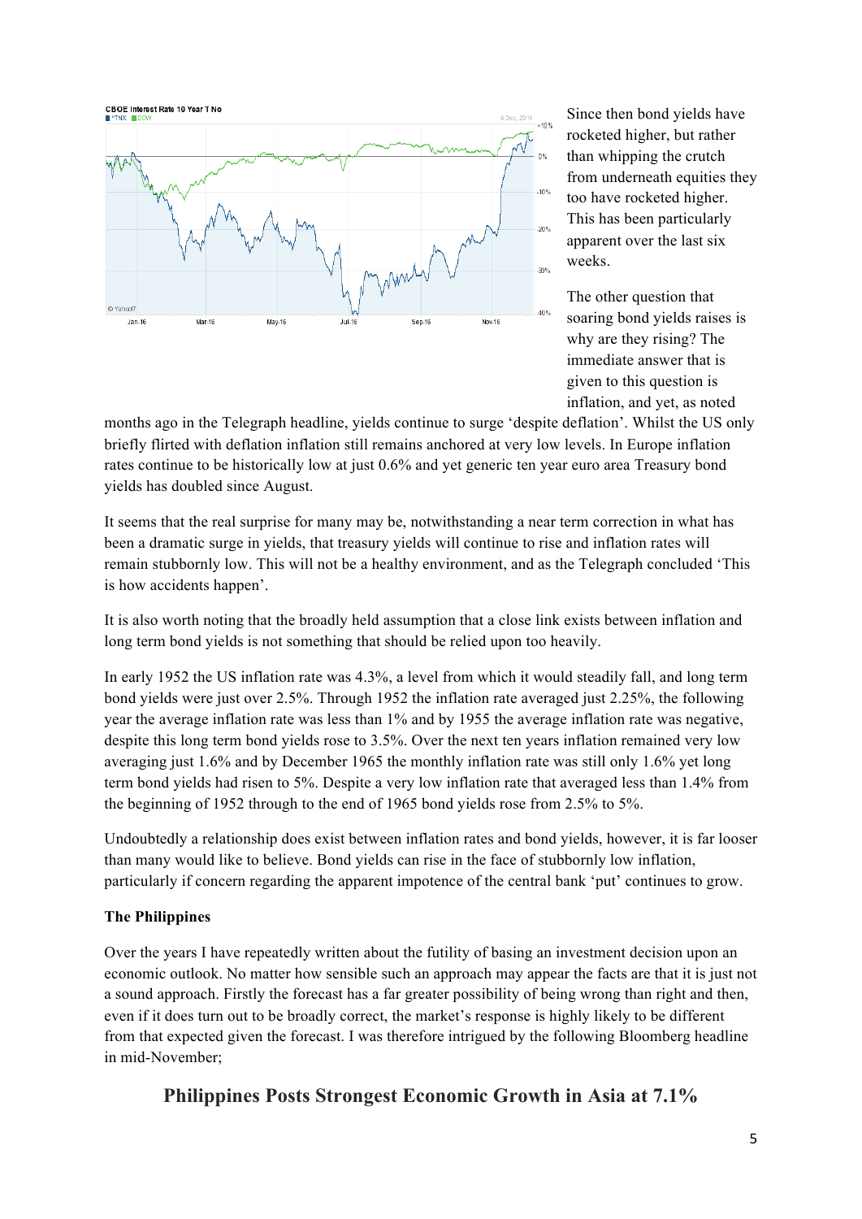CBOE Interest Rate 10 Year T No
^TNX DOW
6 Dec, 2016
+10%
0%
-10%
-20%
-30%
-40%
© Yahoo!
Jan-16
Mar-16
May-16
Jul-16
Sep-16
Nov-16

Since then bond yields have rocketed higher, but rather than whipping the crutch from underneath equities they too have rocketed higher. This has been particularly apparent over the last six weeks.

The other question that soaring bond yields raises is why are they rising? The immediate answer that is given to this question is inflation, and yet, as noted months ago in the Telegraph headline, yields continue to surge 'despite deflation'. Whilst the US only briefly flirted with deflation inflation still remains anchored at very low levels. In Europe inflation rates continue to be historically low at just 0.6% and yet generic ten year euro area Treasury bond yields has doubled since August.

It seems that the real surprise for many may be, notwithstanding a near term correction in what has been a dramatic surge in yields, that treasury yields will continue to rise and inflation rates will remain stubbornly low. This will not be a healthy environment, and as the Telegraph concluded 'This is how accidents happen'.

It is also worth noting that the broadly held assumption that a close link exists between inflation and long term bond yields is not something that should be relied upon too heavily.

In early 1952 the US inflation rate was 4.3%, a level from which it would steadily fall, and long term bond yields were just over 2.5%. Through 1952 the inflation rate averaged just 2.25%, the following year the average inflation rate was less than 1% and by 1955 the average inflation rate was negative, despite this long term bond yields rose to 3.5%. Over the next ten years inflation remained very low averaging just 1.6% and by December 1965 the monthly inflation rate was still only 1.6% yet long term bond yields had risen to 5%. Despite a very low inflation rate that averaged less than 1.4% from the beginning of 1952 through to the end of 1965 bond yields rose from 2.5% to 5%.

Undoubtedly a relationship does exist between inflation rates and bond yields, however, it is far looser than many would like to believe. Bond yields can rise in the face of stubbornly low inflation, particularly if concern regarding the apparent impotence of the central bank 'put' continues to grow.

**The Philippines**

Over the years I have repeatedly written about the futility of basing an investment decision upon an economic outlook. No matter how sensible such an approach may appear the facts are that it is just not a sound approach. Firstly the forecast has a far greater possibility of being wrong than right and then, even if it does turn out to be broadly correct, the market's response is highly likely to be different from that expected given the forecast. I was therefore intrigued by the following Bloomberg headline in mid-November;

**Philippines Posts Strongest Economic Growth in Asia at 7.1%**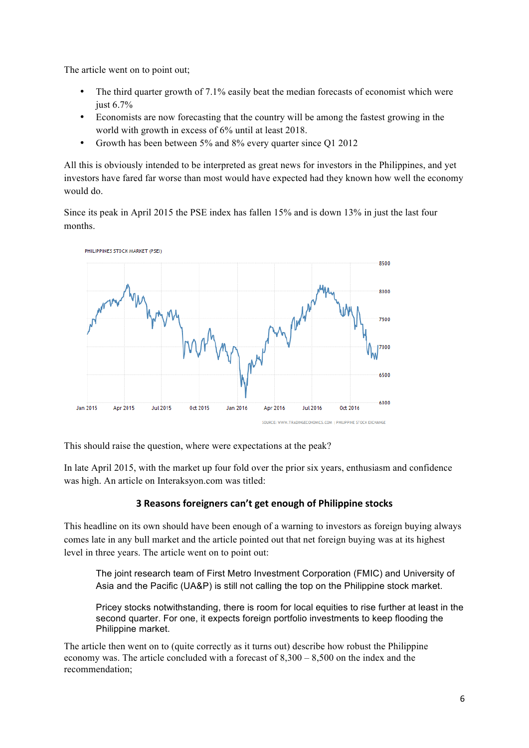The article went on to point out;

- The third quarter growth of 7.1% easily beat the median forecasts of economist which were just 6.7%
- Economists are now forecasting that the country will be among the fastest growing in the world with growth in excess of 6% until at least 2018.
- Growth has been between 5% and 8% every quarter since Q1 2012

All this is obviously intended to be interpreted as great news for investors in the Philippines, and yet investors have fared far worse than most would have expected had they known how well the economy would do.

Since its peak in April 2015 the PSE index has fallen 15% and is down 13% in just the last four months.

PHILIPPINES STOCK MARKET (PSEI)

8500
8000
7500
7000
6500
6000

Jan 2015 Apr 2015 Jul 2015 Oct 2015 Jan 2016 Apr 2016 Jul 2016 Oct 2016

SOURCE: WWW.TRADINGECONOMICS.COM | PHILIPPINE STOCK EXCHANGE

This should raise the question, where were expectations at the peak?

In late April 2015, with the market up four fold over the prior six years, enthusiasm and confidence was high. An article on Interaksyon.com was titled:

**3 Reasons foreigners can't get enough of Philippine stocks**

This headline on its own should have been enough of a warning to investors as foreign buying always comes late in any bull market and the article pointed out that net foreign buying was at its highest level in three years. The article went on to point out:

> The joint research team of First Metro Investment Corporation (FMIC) and University of Asia and the Pacific (UA&P) is still not calling the top on the Philippine stock market.
>
> Pricey stocks notwithstanding, there is room for local equities to rise further at least in the second quarter. For one, it expects foreign portfolio investments to keep flooding the Philippine market.

The article then went on to (quite correctly as it turns out) describe how robust the Philippine economy was. The article concluded with a forecast of 8,300 – 8,500 on the index and the recommendation;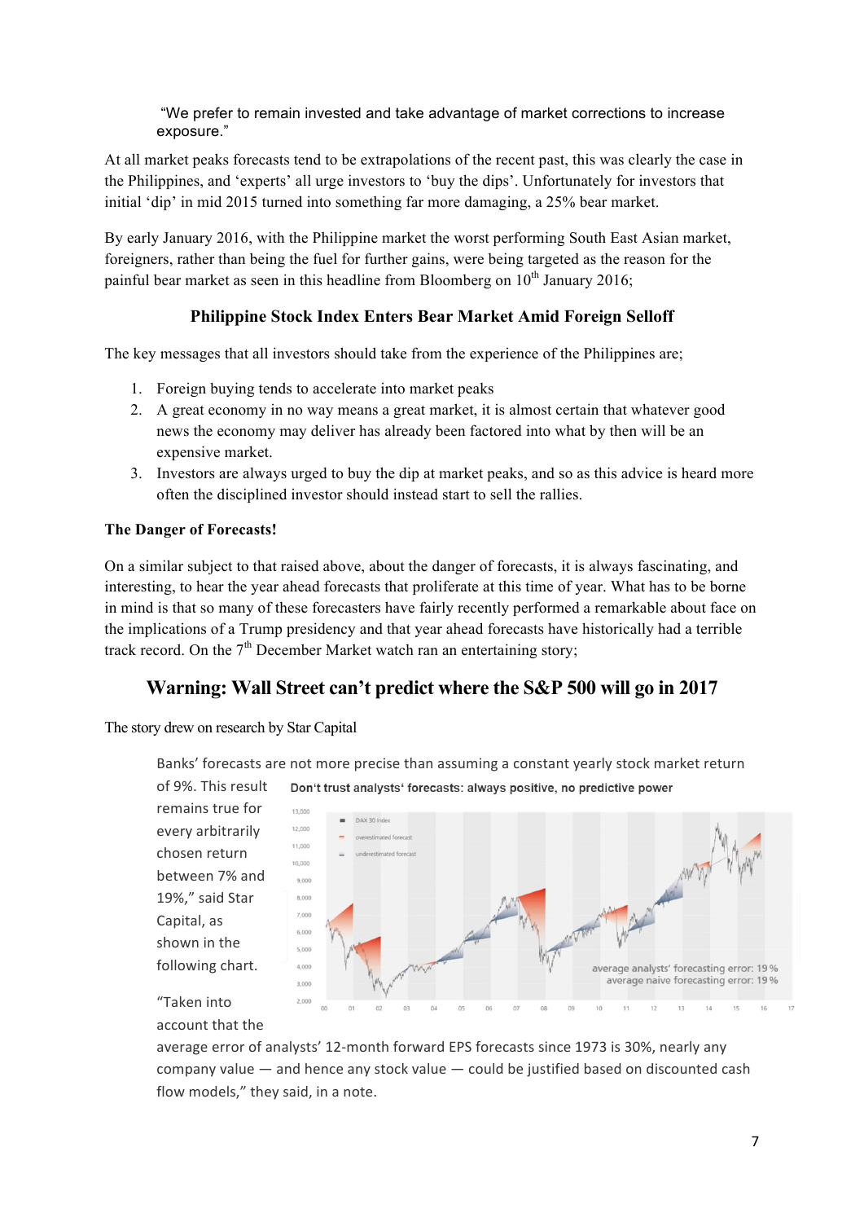> "We prefer to remain invested and take advantage of market corrections to increase exposure."

At all market peaks forecasts tend to be extrapolations of the recent past, this was clearly the case in the Philippines, and 'experts' all urge investors to 'buy the dips'. Unfortunately for investors that initial 'dip' in mid 2015 turned into something far more damaging, a 25% bear market.

By early January 2016, with the Philippine market the worst performing South East Asian market, foreigners, rather than being the fuel for further gains, were being targeted as the reason for the painful bear market as seen in this headline from Bloomberg on 10th January 2016;

**Philippine Stock Index Enters Bear Market Amid Foreign Selloff**

The key messages that all investors should take from the experience of the Philippines are;

1. Foreign buying tends to accelerate into market peaks
2. A great economy in no way means a great market, it is almost certain that whatever good news the economy may deliver has already been factored into what by then will be an expensive market.
3. Investors are always urged to buy the dip at market peaks, and so as this advice is heard more often the disciplined investor should instead start to sell the rallies.

**The Danger of Forecasts!**

On a similar subject to that raised above, about the danger of forecasts, it is always fascinating, and interesting, to hear the year ahead forecasts that proliferate at this time of year. What has to be borne in mind is that so many of these forecasters have fairly recently performed a remarkable about face on the implications of a Trump presidency and that year ahead forecasts have historically had a terrible track record. On the 7th December Market watch ran an entertaining story;

## Warning: Wall Street can't predict where the S&P 500 will go in 2017

The story drew on research by Star Capital

> Banks' forecasts are not more precise than assuming a constant yearly stock market return of 9%. This result remains true for every arbitrarily chosen return between 7% and 19%," said Star Capital, as shown in the following chart.

**Don't trust analysts' forecasts: always positive, no predictive power**

average analysts' forecasting error: 19 %
average naive forecasting error: 19 %

> "Taken into account that the average error of analysts' 12-month forward EPS forecasts since 1973 is 30%, nearly any company value — and hence any stock value — could be justified based on discounted cash flow models," they said, in a note.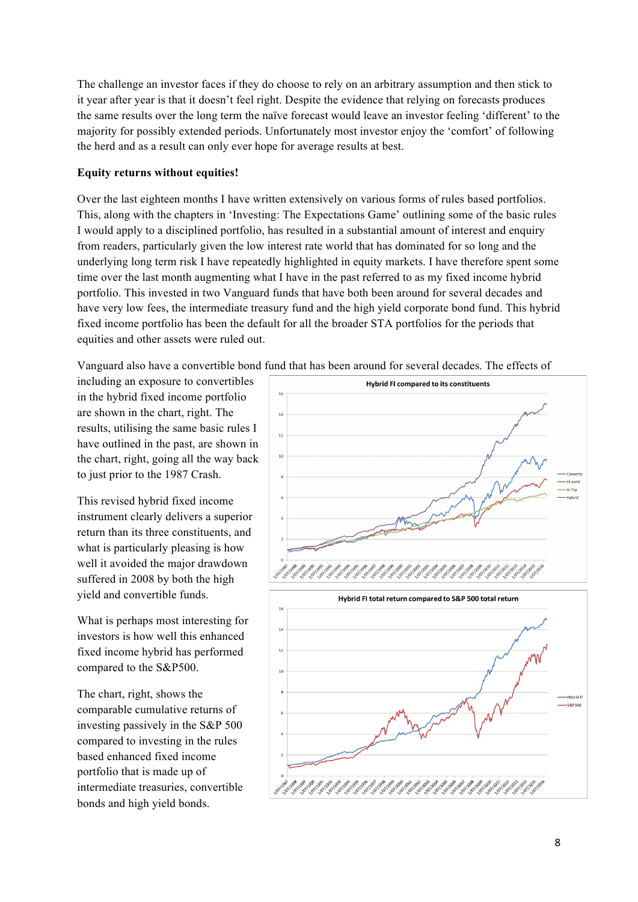The challenge an investor faces if they do choose to rely on an arbitrary assumption and then stick to it year after year is that it doesn't feel right. Despite the evidence that relying on forecasts produces the same results over the long term the naïve forecast would leave an investor feeling 'different' to the majority for possibly extended periods. Unfortunately most investor enjoy the 'comfort' of following the herd and as a result can only ever hope for average results at best.

**Equity returns without equities!**

Over the last eighteen months I have written extensively on various forms of rules based portfolios. This, along with the chapters in 'Investing: The Expectations Game' outlining some of the basic rules I would apply to a disciplined portfolio, has resulted in a substantial amount of interest and enquiry from readers, particularly given the low interest rate world that has dominated for so long and the underlying long term risk I have repeatedly highlighted in equity markets. I have therefore spent some time over the last month augmenting what I have in the past referred to as my fixed income hybrid portfolio. This invested in two Vanguard funds that have both been around for several decades and have very low fees, the intermediate treasury fund and the high yield corporate bond fund. This hybrid fixed income portfolio has been the default for all the broader STA portfolios for the periods that equities and other assets were ruled out.

Vanguard also have a convertible bond fund that has been around for several decades. The effects of including an exposure to convertibles in the hybrid fixed income portfolio are shown in the chart, right. The results, utilising the same basic rules I have outlined in the past, are shown in the chart, right, going all the way back to just prior to the 1987 Crash.

Hybrid FI compared to its constituents

0 2 4 6 8 10 12 14 16

1/07/1987 1/07/1988 1/07/1989 1/07/1990 1/07/1991 1/07/1992 1/07/1993 1/07/1994 1/07/1995 1/07/1996 1/07/1997 1/07/1998 1/07/1999 1/07/2000 1/07/2001 1/07/2002 1/07/2003 1/07/2004 1/07/2005 1/07/2006 1/07/2007 1/07/2008 1/07/2009 1/07/2010 1/07/2011 1/07/2012 1/07/2013 1/07/2014 1/07/2015 1/07/2016

Converts
Hi yield
In Tsy
Hybrid

This revised hybrid fixed income instrument clearly delivers a superior return than its three constituents, and what is particularly pleasing is how well it avoided the major drawdown suffered in 2008 by both the high yield and convertible funds.

What is perhaps most interesting for investors is how well this enhanced fixed income hybrid has performed compared to the S&P500.

The chart, right, shows the comparable cumulative returns of investing passively in the S&P 500 compared to investing in the rules based enhanced fixed income portfolio that is made up of intermediate treasuries, convertible bonds and high yield bonds.

Hybrid FI total return compared to S&P 500 total return

0 2 4 6 8 10 12 14 16

1/07/1987 1/07/1988 1/07/1989 1/07/1990 1/07/1991 1/07/1992 1/07/1993 1/07/1994 1/07/1995 1/07/1996 1/07/1997 1/07/1998 1/07/1999 1/07/2000 1/07/2001 1/07/2002 1/07/2003 1/07/2004 1/07/2005 1/07/2006 1/07/2007 1/07/2008 1/07/2009 1/07/2010 1/07/2011 1/07/2012 1/07/2013 1/07/2014 1/07/2015 1/07/2016

Hybrid FI
S&P500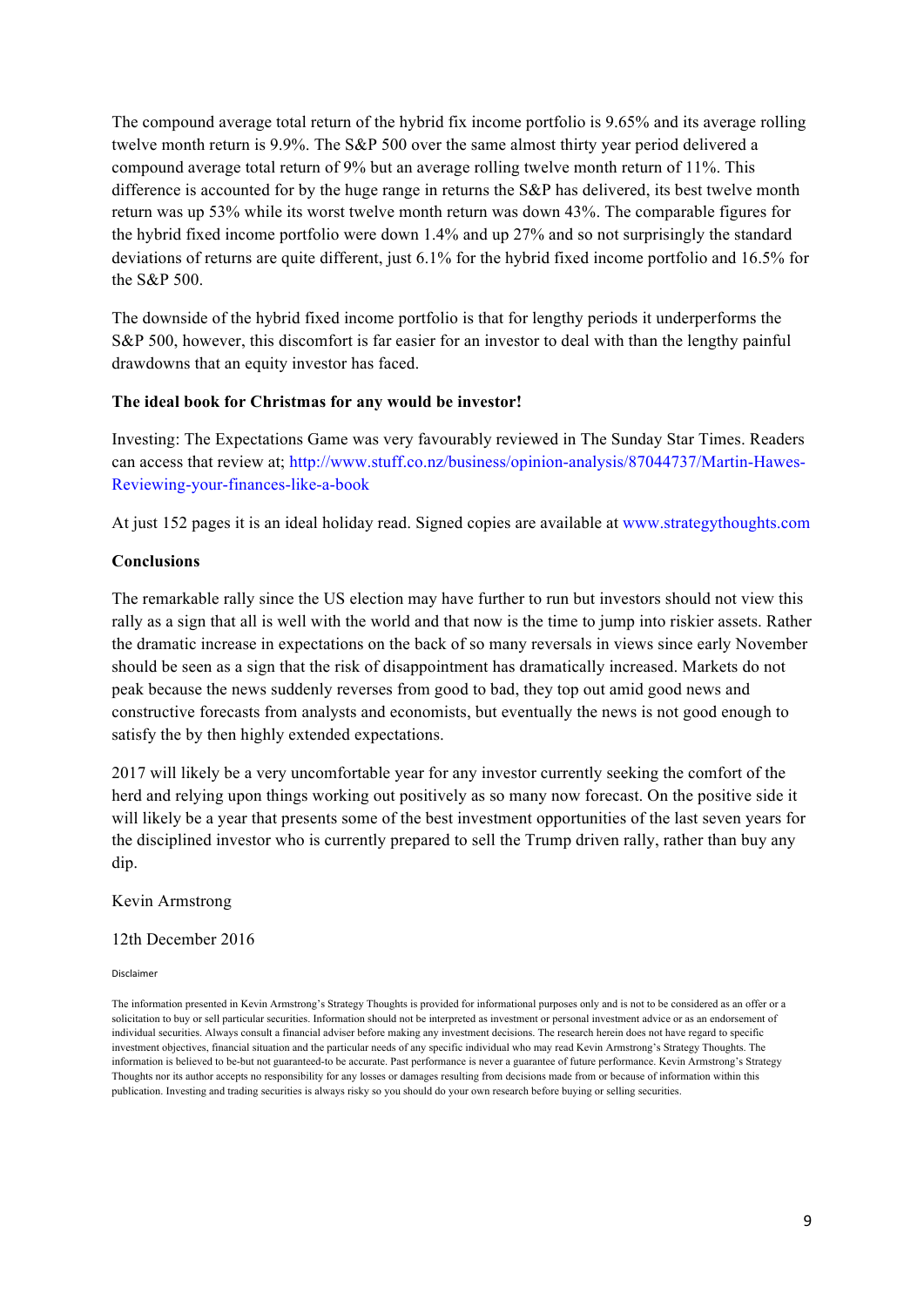The compound average total return of the hybrid fix income portfolio is 9.65% and its average rolling twelve month return is 9.9%. The S&P 500 over the same almost thirty year period delivered a compound average total return of 9% but an average rolling twelve month return of 11%. This difference is accounted for by the huge range in returns the S&P has delivered, its best twelve month return was up 53% while its worst twelve month return was down 43%. The comparable figures for the hybrid fixed income portfolio were down 1.4% and up 27% and so not surprisingly the standard deviations of returns are quite different, just 6.1% for the hybrid fixed income portfolio and 16.5% for the S&P 500.

The downside of the hybrid fixed income portfolio is that for lengthy periods it underperforms the S&P 500, however, this discomfort is far easier for an investor to deal with than the lengthy painful drawdowns that an equity investor has faced.

**The ideal book for Christmas for any would be investor!**

Investing: The Expectations Game was very favourably reviewed in The Sunday Star Times. Readers can access that review at; http://www.stuff.co.nz/business/opinion-analysis/87044737/Martin-Hawes-Reviewing-your-finances-like-a-book

At just 152 pages it is an ideal holiday read. Signed copies are available at www.strategythoughts.com

**Conclusions**

The remarkable rally since the US election may have further to run but investors should not view this rally as a sign that all is well with the world and that now is the time to jump into riskier assets. Rather the dramatic increase in expectations on the back of so many reversals in views since early November should be seen as a sign that the risk of disappointment has dramatically increased. Markets do not peak because the news suddenly reverses from good to bad, they top out amid good news and constructive forecasts from analysts and economists, but eventually the news is not good enough to satisfy the by then highly extended expectations.

2017 will likely be a very uncomfortable year for any investor currently seeking the comfort of the herd and relying upon things working out positively as so many now forecast. On the positive side it will likely be a year that presents some of the best investment opportunities of the last seven years for the disciplined investor who is currently prepared to sell the Trump driven rally, rather than buy any dip.

Kevin Armstrong

12th December 2016

Disclaimer

The information presented in Kevin Armstrong's Strategy Thoughts is provided for informational purposes only and is not to be considered as an offer or a solicitation to buy or sell particular securities. Information should not be interpreted as investment or personal investment advice or as an endorsement of individual securities. Always consult a financial adviser before making any investment decisions. The research herein does not have regard to specific investment objectives, financial situation and the particular needs of any specific individual who may read Kevin Armstrong's Strategy Thoughts. The information is believed to be-but not guaranteed-to be accurate. Past performance is never a guarantee of future performance. Kevin Armstrong's Strategy Thoughts nor its author accepts no responsibility for any losses or damages resulting from decisions made from or because of information within this publication. Investing and trading securities is always risky so you should do your own research before buying or selling securities.